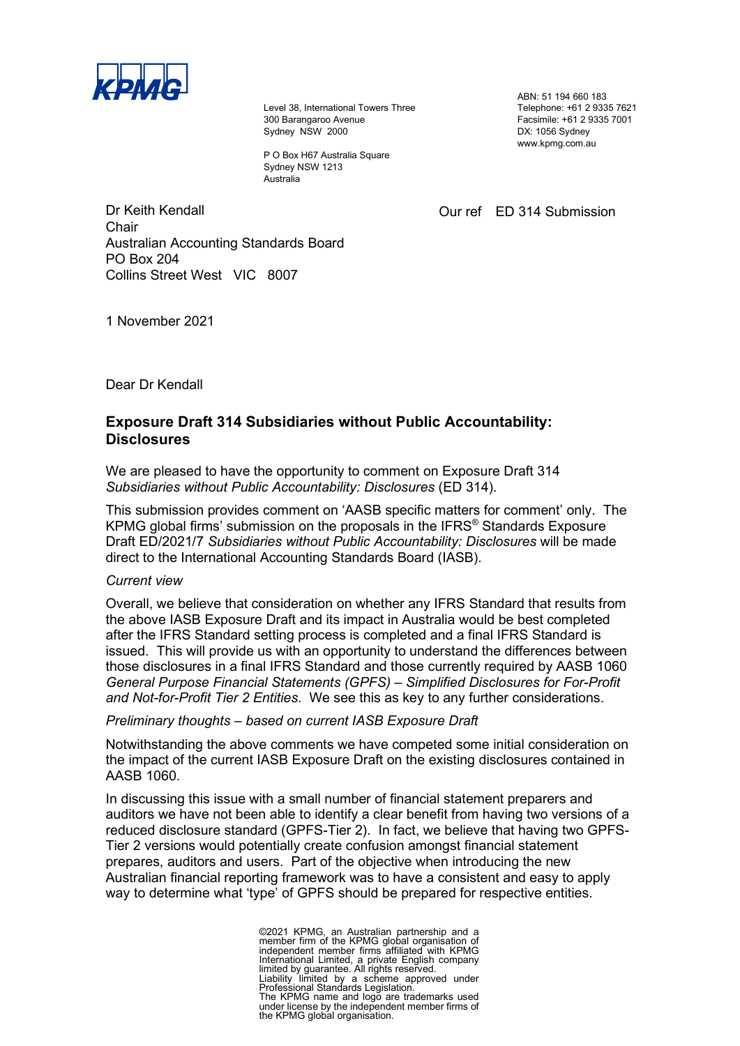KPMG

Level 38, International Towers Three
300 Barangaroo Avenue
Sydney NSW 2000

P O Box H67 Australia Square
Sydney NSW 1213
Australia

ABN: 51 194 660 183
Telephone: +61 2 9335 7621
Facsimile: +61 2 9335 7001
DX: 1056 Sydney
www.kpmg.com.au

Dr Keith Kendall
Chair
Australian Accounting Standards Board
PO Box 204
Collins Street West VIC 8007

Our ref ED 314 Submission

1 November 2021

Dear Dr Kendall

**Exposure Draft 314 Subsidiaries without Public Accountability: Disclosures**

We are pleased to have the opportunity to comment on Exposure Draft 314 *Subsidiaries without Public Accountability: Disclosures* (ED 314).

This submission provides comment on 'AASB specific matters for comment' only. The KPMG global firms' submission on the proposals in the IFRS® Standards Exposure Draft ED/2021/7 *Subsidiaries without Public Accountability: Disclosures* will be made direct to the International Accounting Standards Board (IASB).

*Current view*

Overall, we believe that consideration on whether any IFRS Standard that results from the above IASB Exposure Draft and its impact in Australia would be best completed after the IFRS Standard setting process is completed and a final IFRS Standard is issued. This will provide us with an opportunity to understand the differences between those disclosures in a final IFRS Standard and those currently required by AASB 1060 *General Purpose Financial Statements (GPFS) – Simplified Disclosures for For-Profit and Not-for-Profit Tier 2 Entities*. We see this as key to any further considerations.

*Preliminary thoughts – based on current IASB Exposure Draft*

Notwithstanding the above comments we have competed some initial consideration on the impact of the current IASB Exposure Draft on the existing disclosures contained in AASB 1060.

In discussing this issue with a small number of financial statement preparers and auditors we have not been able to identify a clear benefit from having two versions of a reduced disclosure standard (GPFS-Tier 2). In fact, we believe that having two GPFS-Tier 2 versions would potentially create confusion amongst financial statement prepares, auditors and users. Part of the objective when introducing the new Australian financial reporting framework was to have a consistent and easy to apply way to determine what 'type' of GPFS should be prepared for respective entities.

©2021 KPMG, an Australian partnership and a member firm of the KPMG global organisation of independent member firms affiliated with KPMG International Limited, a private English company limited by guarantee. All rights reserved.
Liability limited by a scheme approved under Professional Standards Legislation.
The KPMG name and logo are trademarks used under license by the independent member firms of the KPMG global organisation.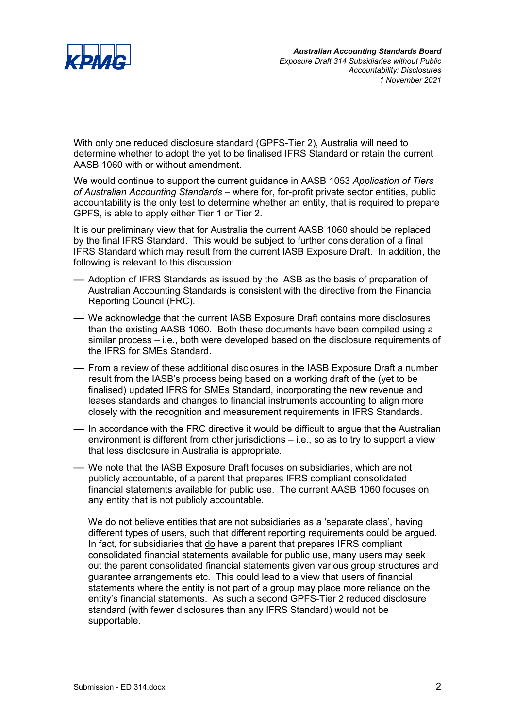With only one reduced disclosure standard (GPFS-Tier 2), Australia will need to determine whether to adopt the yet to be finalised IFRS Standard or retain the current AASB 1060 with or without amendment.

We would continue to support the current guidance in AASB 1053 *Application of Tiers of Australian Accounting Standards* – where for, for-profit private sector entities, public accountability is the only test to determine whether an entity, that is required to prepare GPFS, is able to apply either Tier 1 or Tier 2.

It is our preliminary view that for Australia the current AASB 1060 should be replaced by the final IFRS Standard. This would be subject to further consideration of a final IFRS Standard which may result from the current IASB Exposure Draft. In addition, the following is relevant to this discussion:

- Adoption of IFRS Standards as issued by the IASB as the basis of preparation of Australian Accounting Standards is consistent with the directive from the Financial Reporting Council (FRC).
- We acknowledge that the current IASB Exposure Draft contains more disclosures than the existing AASB 1060. Both these documents have been compiled using a similar process – i.e., both were developed based on the disclosure requirements of the IFRS for SMEs Standard.
- From a review of these additional disclosures in the IASB Exposure Draft a number result from the IASB's process being based on a working draft of the (yet to be finalised) updated IFRS for SMEs Standard, incorporating the new revenue and leases standards and changes to financial instruments accounting to align more closely with the recognition and measurement requirements in IFRS Standards.
- In accordance with the FRC directive it would be difficult to argue that the Australian environment is different from other jurisdictions – i.e., so as to try to support a view that less disclosure in Australia is appropriate.
- We note that the IASB Exposure Draft focuses on subsidiaries, which are not publicly accountable, of a parent that prepares IFRS compliant consolidated financial statements available for public use. The current AASB 1060 focuses on any entity that is not publicly accountable.

  We do not believe entities that are not subsidiaries as a 'separate class', having different types of users, such that different reporting requirements could be argued. In fact, for subsidiaries that <u>do</u> have a parent that prepares IFRS compliant consolidated financial statements available for public use, many users may seek out the parent consolidated financial statements given various group structures and guarantee arrangements etc. This could lead to a view that users of financial statements where the entity is not part of a group may place more reliance on the entity's financial statements. As such a second GPFS-Tier 2 reduced disclosure standard (with fewer disclosures than any IFRS Standard) would not be supportable.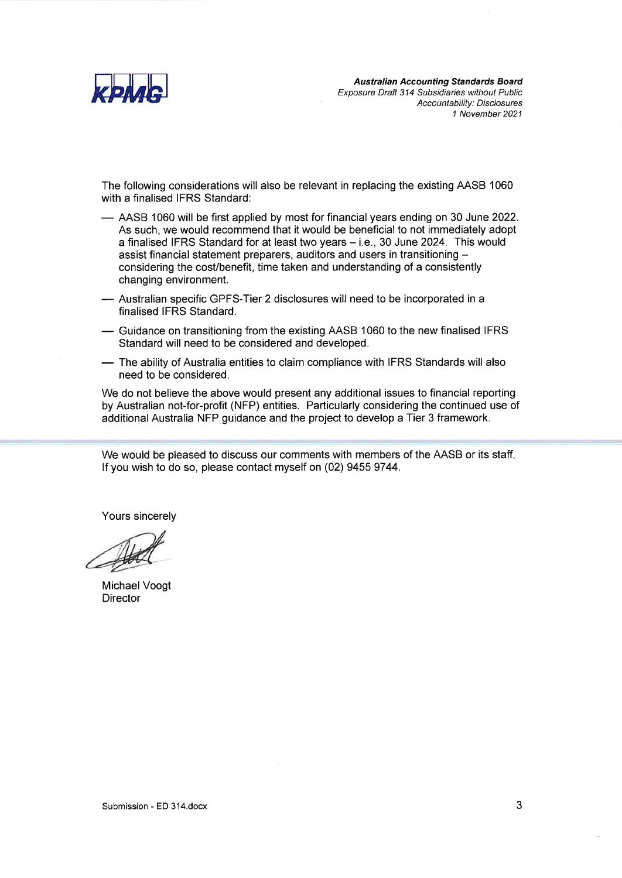The following considerations will also be relevant in replacing the existing AASB 1060 with a finalised IFRS Standard:

- AASB 1060 will be first applied by most for financial years ending on 30 June 2022. As such, we would recommend that it would be beneficial to not immediately adopt a finalised IFRS Standard for at least two years – i.e., 30 June 2024. This would assist financial statement preparers, auditors and users in transitioning – considering the cost/benefit, time taken and understanding of a consistently changing environment.
- Australian specific GPFS-Tier 2 disclosures will need to be incorporated in a finalised IFRS Standard.
- Guidance on transitioning from the existing AASB 1060 to the new finalised IFRS Standard will need to be considered and developed.
- The ability of Australia entities to claim compliance with IFRS Standards will also need to be considered.

We do not believe the above would present any additional issues to financial reporting by Australian not-for-profit (NFP) entities. Particularly considering the continued use of additional Australia NFP guidance and the project to develop a Tier 3 framework.

We would be pleased to discuss our comments with members of the AASB or its staff. If you wish to do so, please contact myself on (02) 9455 9744.

Yours sincerely

Michael Voogt
Director